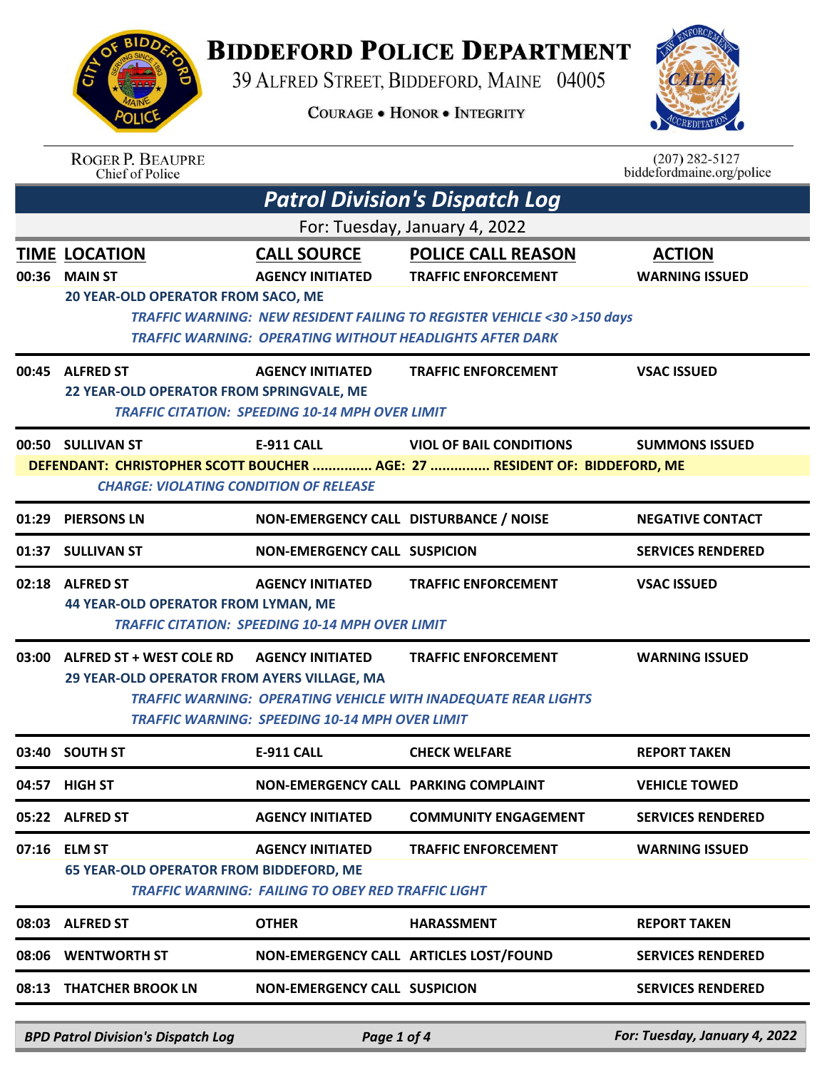# Biddeford Police Department

39 Alfred Street, Biddeford, Maine 04005

Courage • Honor • Integrity

Roger P. Beaupre
Chief of Police

(207) 282-5127
biddefordmaine.org/police

## *Patrol Division's Dispatch Log*

For: Tuesday, January 4, 2022

| TIME | LOCATION | CALL SOURCE | POLICE CALL REASON | ACTION |
|---|---|---|---|---|
| 00:36 | MAIN ST | AGENCY INITIATED | TRAFFIC ENFORCEMENT | WARNING ISSUED |

20 YEAR-OLD OPERATOR FROM SACO, ME

*TRAFFIC WARNING: NEW RESIDENT FAILING TO REGISTER VEHICLE <30 >150 days*
*TRAFFIC WARNING: OPERATING WITHOUT HEADLIGHTS AFTER DARK*

| TIME | LOCATION | CALL SOURCE | POLICE CALL REASON | ACTION |
|---|---|---|---|---|
| 00:45 | ALFRED ST | AGENCY INITIATED | TRAFFIC ENFORCEMENT | VSAC ISSUED |

22 YEAR-OLD OPERATOR FROM SPRINGVALE, ME

*TRAFFIC CITATION: SPEEDING 10-14 MPH OVER LIMIT*

| TIME | LOCATION | CALL SOURCE | POLICE CALL REASON | ACTION |
|---|---|---|---|---|
| 00:50 | SULLIVAN ST | E-911 CALL | VIOL OF BAIL CONDITIONS | SUMMONS ISSUED |

DEFENDANT: CHRISTOPHER SCOTT BOUCHER ............... AGE: 27 ............... RESIDENT OF: BIDDEFORD, ME

*CHARGE: VIOLATING CONDITION OF RELEASE*

| TIME | LOCATION | CALL SOURCE | POLICE CALL REASON | ACTION |
|---|---|---|---|---|
| 01:29 | PIERSONS LN | NON-EMERGENCY CALL | DISTURBANCE / NOISE | NEGATIVE CONTACT |
| 01:37 | SULLIVAN ST | NON-EMERGENCY CALL | SUSPICION | SERVICES RENDERED |
| 02:18 | ALFRED ST | AGENCY INITIATED | TRAFFIC ENFORCEMENT | VSAC ISSUED |

44 YEAR-OLD OPERATOR FROM LYMAN, ME

*TRAFFIC CITATION: SPEEDING 10-14 MPH OVER LIMIT*

| TIME | LOCATION | CALL SOURCE | POLICE CALL REASON | ACTION |
|---|---|---|---|---|
| 03:00 | ALFRED ST + WEST COLE RD | AGENCY INITIATED | TRAFFIC ENFORCEMENT | WARNING ISSUED |

29 YEAR-OLD OPERATOR FROM AYERS VILLAGE, MA

*TRAFFIC WARNING: OPERATING VEHICLE WITH INADEQUATE REAR LIGHTS*
*TRAFFIC WARNING: SPEEDING 10-14 MPH OVER LIMIT*

| TIME | LOCATION | CALL SOURCE | POLICE CALL REASON | ACTION |
|---|---|---|---|---|
| 03:40 | SOUTH ST | E-911 CALL | CHECK WELFARE | REPORT TAKEN |
| 04:57 | HIGH ST | NON-EMERGENCY CALL | PARKING COMPLAINT | VEHICLE TOWED |
| 05:22 | ALFRED ST | AGENCY INITIATED | COMMUNITY ENGAGEMENT | SERVICES RENDERED |
| 07:16 | ELM ST | AGENCY INITIATED | TRAFFIC ENFORCEMENT | WARNING ISSUED |

65 YEAR-OLD OPERATOR FROM BIDDEFORD, ME

*TRAFFIC WARNING: FAILING TO OBEY RED TRAFFIC LIGHT*

| TIME | LOCATION | CALL SOURCE | POLICE CALL REASON | ACTION |
|---|---|---|---|---|
| 08:03 | ALFRED ST | OTHER | HARASSMENT | REPORT TAKEN |
| 08:06 | WENTWORTH ST | NON-EMERGENCY CALL | ARTICLES LOST/FOUND | SERVICES RENDERED |
| 08:13 | THATCHER BROOK LN | NON-EMERGENCY CALL | SUSPICION | SERVICES RENDERED |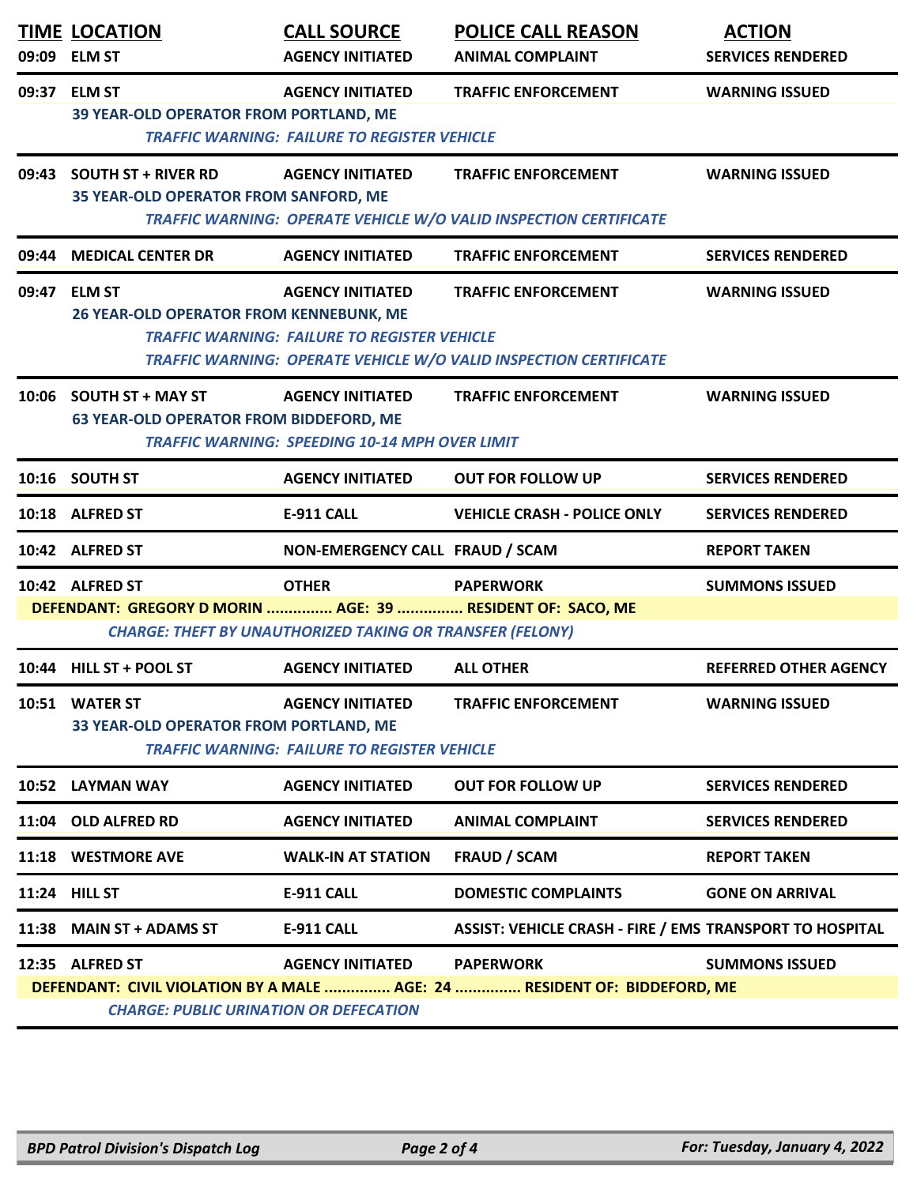| TIME | LOCATION | CALL SOURCE | POLICE CALL REASON | ACTION |
|---|---|---|---|---|
| 09:09 | ELM ST | AGENCY INITIATED | ANIMAL COMPLAINT | SERVICES RENDERED |
| 09:37 | ELM ST<br>39 YEAR-OLD OPERATOR FROM PORTLAND, ME<br>*TRAFFIC WARNING: FAILURE TO REGISTER VEHICLE* | AGENCY INITIATED | TRAFFIC ENFORCEMENT | WARNING ISSUED |
| 09:43 | SOUTH ST + RIVER RD<br>35 YEAR-OLD OPERATOR FROM SANFORD, ME<br>*TRAFFIC WARNING: OPERATE VEHICLE W/O VALID INSPECTION CERTIFICATE* | AGENCY INITIATED | TRAFFIC ENFORCEMENT | WARNING ISSUED |
| 09:44 | MEDICAL CENTER DR | AGENCY INITIATED | TRAFFIC ENFORCEMENT | SERVICES RENDERED |
| 09:47 | ELM ST<br>26 YEAR-OLD OPERATOR FROM KENNEBUNK, ME<br>*TRAFFIC WARNING: FAILURE TO REGISTER VEHICLE*<br>*TRAFFIC WARNING: OPERATE VEHICLE W/O VALID INSPECTION CERTIFICATE* | AGENCY INITIATED | TRAFFIC ENFORCEMENT | WARNING ISSUED |
| 10:06 | SOUTH ST + MAY ST<br>63 YEAR-OLD OPERATOR FROM BIDDEFORD, ME<br>*TRAFFIC WARNING: SPEEDING 10-14 MPH OVER LIMIT* | AGENCY INITIATED | TRAFFIC ENFORCEMENT | WARNING ISSUED |
| 10:16 | SOUTH ST | AGENCY INITIATED | OUT FOR FOLLOW UP | SERVICES RENDERED |
| 10:18 | ALFRED ST | E-911 CALL | VEHICLE CRASH - POLICE ONLY | SERVICES RENDERED |
| 10:42 | ALFRED ST | NON-EMERGENCY CALL | FRAUD / SCAM | REPORT TAKEN |
| 10:42 | ALFRED ST<br>DEFENDANT: GREGORY D MORIN ............... AGE: 39 ............... RESIDENT OF: SACO, ME<br>*CHARGE: THEFT BY UNAUTHORIZED TAKING OR TRANSFER (FELONY)* | OTHER | PAPERWORK | SUMMONS ISSUED |
| 10:44 | HILL ST + POOL ST | AGENCY INITIATED | ALL OTHER | REFERRED OTHER AGENCY |
| 10:51 | WATER ST<br>33 YEAR-OLD OPERATOR FROM PORTLAND, ME<br>*TRAFFIC WARNING: FAILURE TO REGISTER VEHICLE* | AGENCY INITIATED | TRAFFIC ENFORCEMENT | WARNING ISSUED |
| 10:52 | LAYMAN WAY | AGENCY INITIATED | OUT FOR FOLLOW UP | SERVICES RENDERED |
| 11:04 | OLD ALFRED RD | AGENCY INITIATED | ANIMAL COMPLAINT | SERVICES RENDERED |
| 11:18 | WESTMORE AVE | WALK-IN AT STATION | FRAUD / SCAM | REPORT TAKEN |
| 11:24 | HILL ST | E-911 CALL | DOMESTIC COMPLAINTS | GONE ON ARRIVAL |
| 11:38 | MAIN ST + ADAMS ST | E-911 CALL | ASSIST: VEHICLE CRASH - FIRE / EMS | TRANSPORT TO HOSPITAL |
| 12:35 | ALFRED ST<br>DEFENDANT: CIVIL VIOLATION BY A MALE ............... AGE: 24 ............... RESIDENT OF: BIDDEFORD, ME<br>*CHARGE: PUBLIC URINATION OR DEFECATION* | AGENCY INITIATED | PAPERWORK | SUMMONS ISSUED |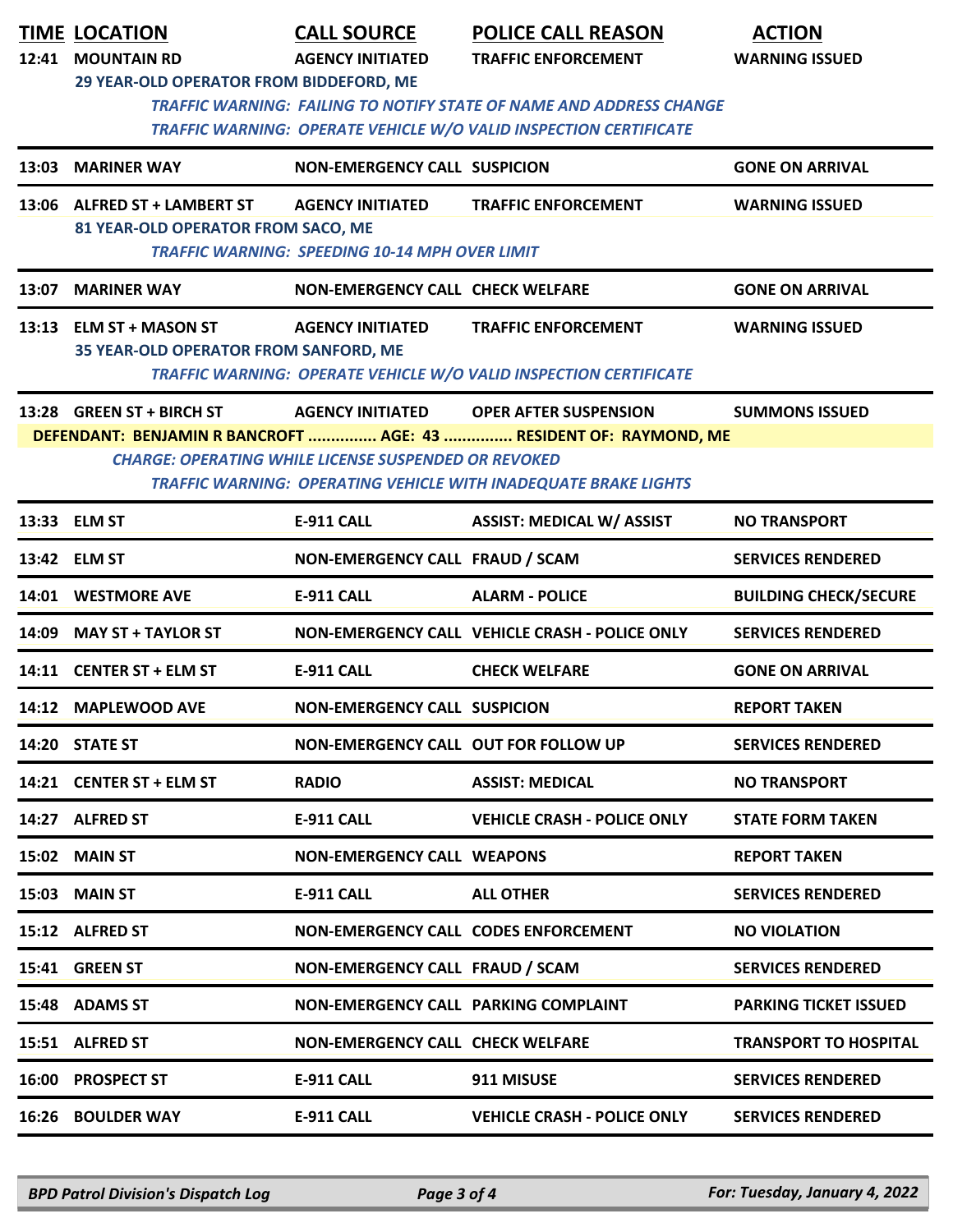| TIME | LOCATION | CALL SOURCE | POLICE CALL REASON | ACTION |
|---|---|---|---|---|
| 12:41 | MOUNTAIN RD | AGENCY INITIATED | TRAFFIC ENFORCEMENT | WARNING ISSUED |
| | 29 YEAR-OLD OPERATOR FROM BIDDEFORD, ME | | | |
| | *TRAFFIC WARNING: FAILING TO NOTIFY STATE OF NAME AND ADDRESS CHANGE* | | | |
| | *TRAFFIC WARNING: OPERATE VEHICLE W/O VALID INSPECTION CERTIFICATE* | | | |
| 13:03 | MARINER WAY | NON-EMERGENCY CALL | SUSPICION | GONE ON ARRIVAL |
| 13:06 | ALFRED ST + LAMBERT ST | AGENCY INITIATED | TRAFFIC ENFORCEMENT | WARNING ISSUED |
| | 81 YEAR-OLD OPERATOR FROM SACO, ME | | | |
| | *TRAFFIC WARNING: SPEEDING 10-14 MPH OVER LIMIT* | | | |
| 13:07 | MARINER WAY | NON-EMERGENCY CALL | CHECK WELFARE | GONE ON ARRIVAL |
| 13:13 | ELM ST + MASON ST | AGENCY INITIATED | TRAFFIC ENFORCEMENT | WARNING ISSUED |
| | 35 YEAR-OLD OPERATOR FROM SANFORD, ME | | | |
| | *TRAFFIC WARNING: OPERATE VEHICLE W/O VALID INSPECTION CERTIFICATE* | | | |
| 13:28 | GREEN ST + BIRCH ST | AGENCY INITIATED | OPER AFTER SUSPENSION | SUMMONS ISSUED |
| | DEFENDANT: BENJAMIN R BANCROFT ............... AGE: 43 ............... RESIDENT OF: RAYMOND, ME | | | |
| | *CHARGE: OPERATING WHILE LICENSE SUSPENDED OR REVOKED* | | | |
| | *TRAFFIC WARNING: OPERATING VEHICLE WITH INADEQUATE BRAKE LIGHTS* | | | |
| 13:33 | ELM ST | E-911 CALL | ASSIST: MEDICAL W/ ASSIST | NO TRANSPORT |
| 13:42 | ELM ST | NON-EMERGENCY CALL | FRAUD / SCAM | SERVICES RENDERED |
| 14:01 | WESTMORE AVE | E-911 CALL | ALARM - POLICE | BUILDING CHECK/SECURE |
| 14:09 | MAY ST + TAYLOR ST | NON-EMERGENCY CALL | VEHICLE CRASH - POLICE ONLY | SERVICES RENDERED |
| 14:11 | CENTER ST + ELM ST | E-911 CALL | CHECK WELFARE | GONE ON ARRIVAL |
| 14:12 | MAPLEWOOD AVE | NON-EMERGENCY CALL | SUSPICION | REPORT TAKEN |
| 14:20 | STATE ST | NON-EMERGENCY CALL | OUT FOR FOLLOW UP | SERVICES RENDERED |
| 14:21 | CENTER ST + ELM ST | RADIO | ASSIST: MEDICAL | NO TRANSPORT |
| 14:27 | ALFRED ST | E-911 CALL | VEHICLE CRASH - POLICE ONLY | STATE FORM TAKEN |
| 15:02 | MAIN ST | NON-EMERGENCY CALL | WEAPONS | REPORT TAKEN |
| 15:03 | MAIN ST | E-911 CALL | ALL OTHER | SERVICES RENDERED |
| 15:12 | ALFRED ST | NON-EMERGENCY CALL | CODES ENFORCEMENT | NO VIOLATION |
| 15:41 | GREEN ST | NON-EMERGENCY CALL | FRAUD / SCAM | SERVICES RENDERED |
| 15:48 | ADAMS ST | NON-EMERGENCY CALL | PARKING COMPLAINT | PARKING TICKET ISSUED |
| 15:51 | ALFRED ST | NON-EMERGENCY CALL | CHECK WELFARE | TRANSPORT TO HOSPITAL |
| 16:00 | PROSPECT ST | E-911 CALL | 911 MISUSE | SERVICES RENDERED |
| 16:26 | BOULDER WAY | E-911 CALL | VEHICLE CRASH - POLICE ONLY | SERVICES RENDERED |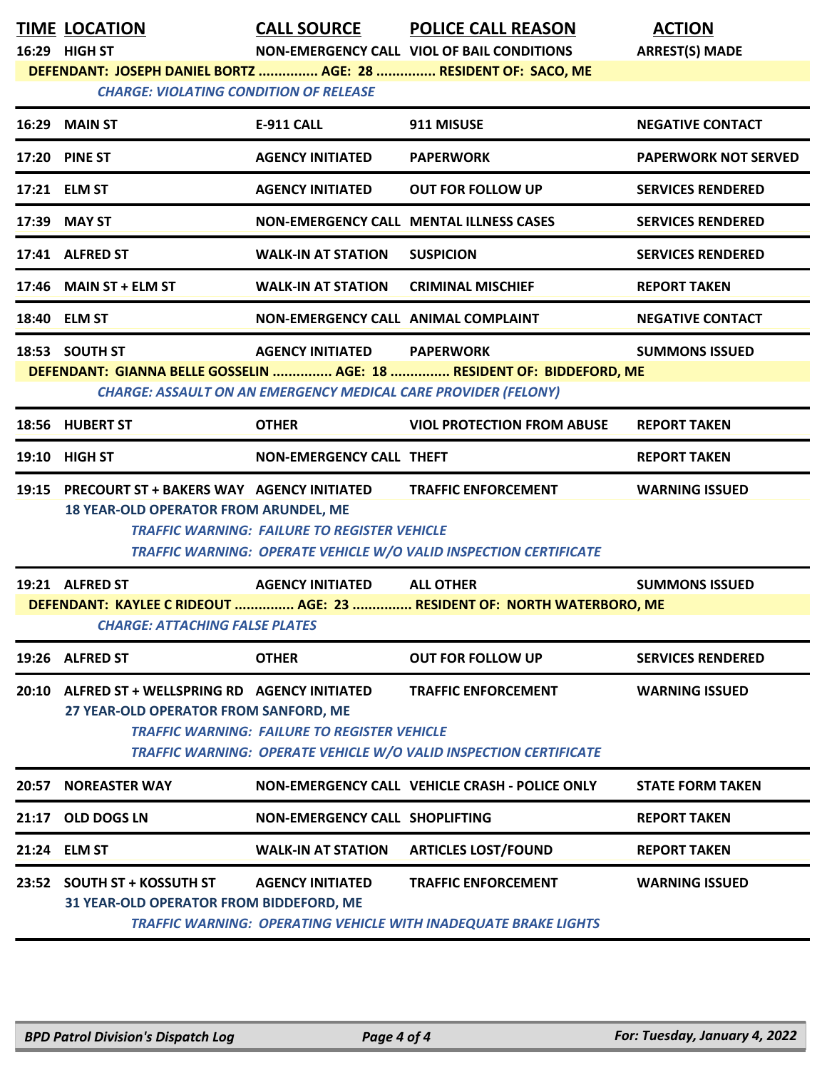| TIME | LOCATION | CALL SOURCE | POLICE CALL REASON | ACTION |
|---|---|---|---|---|
| 16:29 | HIGH ST | NON-EMERGENCY CALL | VIOL OF BAIL CONDITIONS | ARREST(S) MADE |
| | DEFENDANT: JOSEPH DANIEL BORTZ ............... AGE: 28 ............... RESIDENT OF: SACO, ME | | | |
| | *CHARGE: VIOLATING CONDITION OF RELEASE* | | | |
| 16:29 | MAIN ST | E-911 CALL | 911 MISUSE | NEGATIVE CONTACT |
| 17:20 | PINE ST | AGENCY INITIATED | PAPERWORK | PAPERWORK NOT SERVED |
| 17:21 | ELM ST | AGENCY INITIATED | OUT FOR FOLLOW UP | SERVICES RENDERED |
| 17:39 | MAY ST | NON-EMERGENCY CALL | MENTAL ILLNESS CASES | SERVICES RENDERED |
| 17:41 | ALFRED ST | WALK-IN AT STATION | SUSPICION | SERVICES RENDERED |
| 17:46 | MAIN ST + ELM ST | WALK-IN AT STATION | CRIMINAL MISCHIEF | REPORT TAKEN |
| 18:40 | ELM ST | NON-EMERGENCY CALL | ANIMAL COMPLAINT | NEGATIVE CONTACT |
| 18:53 | SOUTH ST | AGENCY INITIATED | PAPERWORK | SUMMONS ISSUED |
| | DEFENDANT: GIANNA BELLE GOSSELIN ............... AGE: 18 ............... RESIDENT OF: BIDDEFORD, ME | | | |
| | *CHARGE: ASSAULT ON AN EMERGENCY MEDICAL CARE PROVIDER (FELONY)* | | | |
| 18:56 | HUBERT ST | OTHER | VIOL PROTECTION FROM ABUSE | REPORT TAKEN |
| 19:10 | HIGH ST | NON-EMERGENCY CALL | THEFT | REPORT TAKEN |
| 19:15 | PRECOURT ST + BAKERS WAY | AGENCY INITIATED | TRAFFIC ENFORCEMENT | WARNING ISSUED |
| | 18 YEAR-OLD OPERATOR FROM ARUNDEL, ME | | | |
| | *TRAFFIC WARNING: FAILURE TO REGISTER VEHICLE* | | | |
| | *TRAFFIC WARNING: OPERATE VEHICLE W/O VALID INSPECTION CERTIFICATE* | | | |
| 19:21 | ALFRED ST | AGENCY INITIATED | ALL OTHER | SUMMONS ISSUED |
| | DEFENDANT: KAYLEE C RIDEOUT ............... AGE: 23 ............... RESIDENT OF: NORTH WATERBORO, ME | | | |
| | *CHARGE: ATTACHING FALSE PLATES* | | | |
| 19:26 | ALFRED ST | OTHER | OUT FOR FOLLOW UP | SERVICES RENDERED |
| 20:10 | ALFRED ST + WELLSPRING RD | AGENCY INITIATED | TRAFFIC ENFORCEMENT | WARNING ISSUED |
| | 27 YEAR-OLD OPERATOR FROM SANFORD, ME | | | |
| | *TRAFFIC WARNING: FAILURE TO REGISTER VEHICLE* | | | |
| | *TRAFFIC WARNING: OPERATE VEHICLE W/O VALID INSPECTION CERTIFICATE* | | | |
| 20:57 | NOREASTER WAY | NON-EMERGENCY CALL | VEHICLE CRASH - POLICE ONLY | STATE FORM TAKEN |
| 21:17 | OLD DOGS LN | NON-EMERGENCY CALL | SHOPLIFTING | REPORT TAKEN |
| 21:24 | ELM ST | WALK-IN AT STATION | ARTICLES LOST/FOUND | REPORT TAKEN |
| 23:52 | SOUTH ST + KOSSUTH ST | AGENCY INITIATED | TRAFFIC ENFORCEMENT | WARNING ISSUED |
| | 31 YEAR-OLD OPERATOR FROM BIDDEFORD, ME | | | |
| | *TRAFFIC WARNING: OPERATING VEHICLE WITH INADEQUATE BRAKE LIGHTS* | | | |